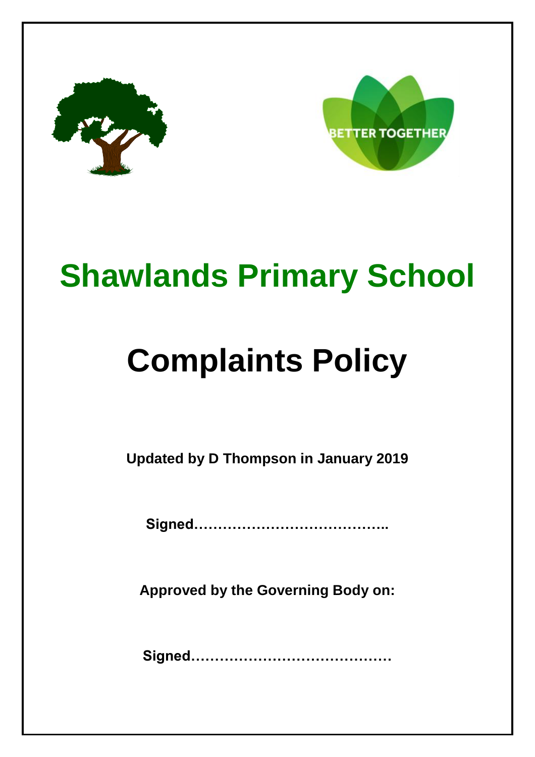# Shawlands Primary School

# Complaints Policy

**Updated by D Thompson in January 2019**

**Signed…………………………………..**

**Approved by the Governing Body on:**

**Signed……………………………………**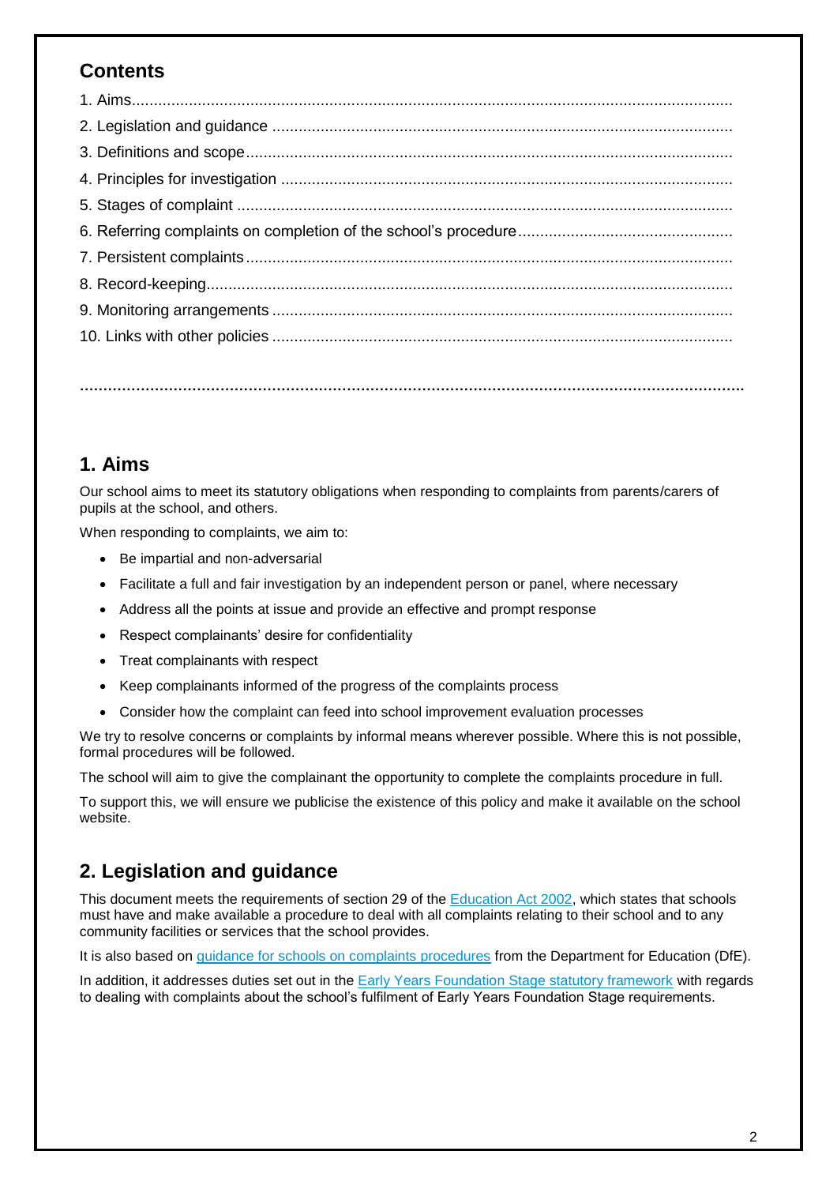## Contents

1. Aims
2. Legislation and guidance
3. Definitions and scope
4. Principles for investigation
5. Stages of complaint
6. Referring complaints on completion of the school's procedure
7. Persistent complaints
8. Record-keeping
9. Monitoring arrangements
10. Links with other policies

## 1. Aims

Our school aims to meet its statutory obligations when responding to complaints from parents/carers of pupils at the school, and others.

When responding to complaints, we aim to:

- Be impartial and non-adversarial
- Facilitate a full and fair investigation by an independent person or panel, where necessary
- Address all the points at issue and provide an effective and prompt response
- Respect complainants' desire for confidentiality
- Treat complainants with respect
- Keep complainants informed of the progress of the complaints process
- Consider how the complaint can feed into school improvement evaluation processes

We try to resolve concerns or complaints by informal means wherever possible. Where this is not possible, formal procedures will be followed.

The school will aim to give the complainant the opportunity to complete the complaints procedure in full.

To support this, we will ensure we publicise the existence of this policy and make it available on the school website.

## 2. Legislation and guidance

This document meets the requirements of section 29 of the Education Act 2002, which states that schools must have and make available a procedure to deal with all complaints relating to their school and to any community facilities or services that the school provides.

It is also based on guidance for schools on complaints procedures from the Department for Education (DfE).

In addition, it addresses duties set out in the Early Years Foundation Stage statutory framework with regards to dealing with complaints about the school's fulfilment of Early Years Foundation Stage requirements.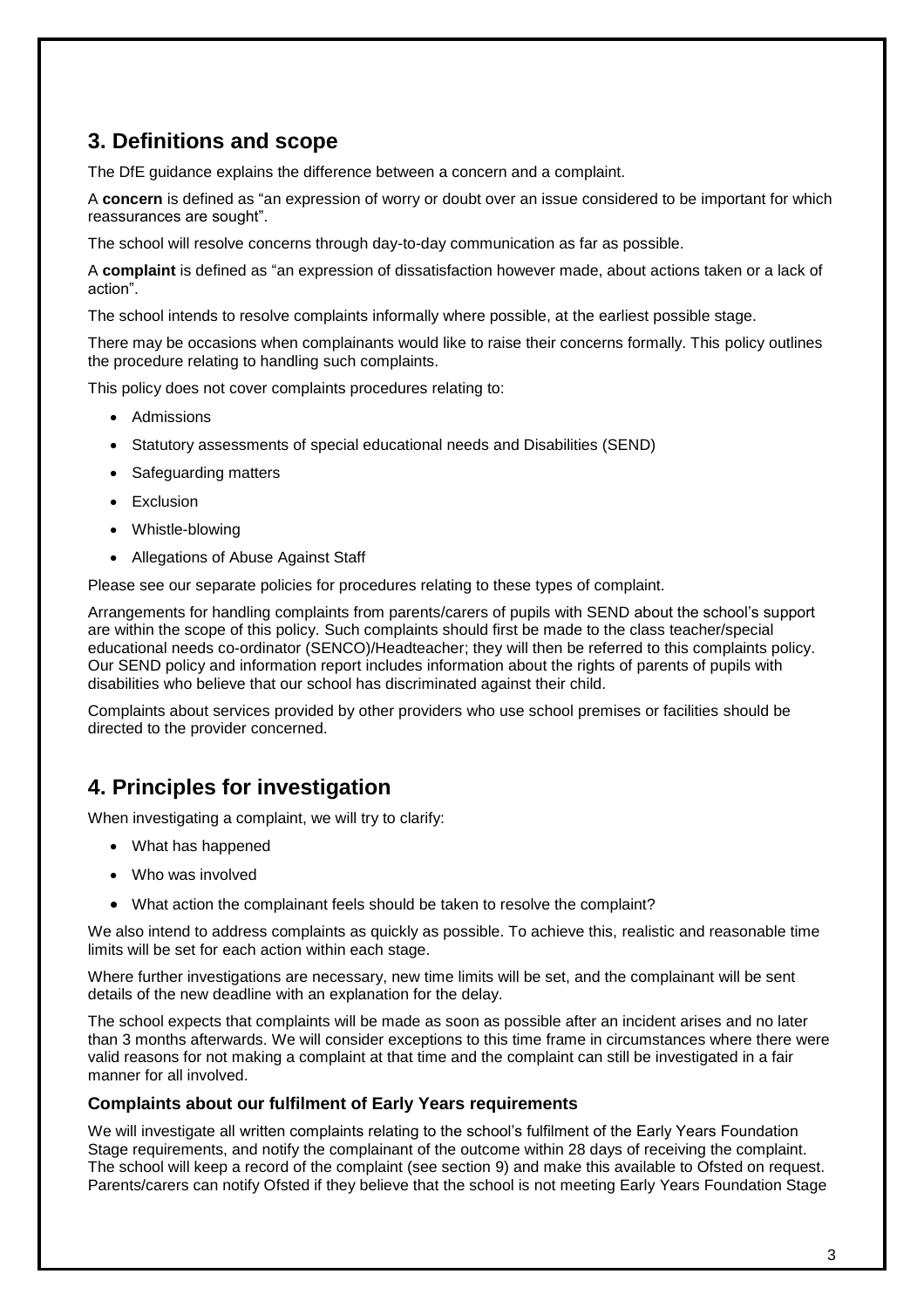## 3. Definitions and scope

The DfE guidance explains the difference between a concern and a complaint.

A **concern** is defined as "an expression of worry or doubt over an issue considered to be important for which reassurances are sought".

The school will resolve concerns through day-to-day communication as far as possible.

A **complaint** is defined as "an expression of dissatisfaction however made, about actions taken or a lack of action".

The school intends to resolve complaints informally where possible, at the earliest possible stage.

There may be occasions when complainants would like to raise their concerns formally. This policy outlines the procedure relating to handling such complaints.

This policy does not cover complaints procedures relating to:

- Admissions
- Statutory assessments of special educational needs and Disabilities (SEND)
- Safeguarding matters
- Exclusion
- Whistle-blowing
- Allegations of Abuse Against Staff

Please see our separate policies for procedures relating to these types of complaint.

Arrangements for handling complaints from parents/carers of pupils with SEND about the school's support are within the scope of this policy. Such complaints should first be made to the class teacher/special educational needs co-ordinator (SENCO)/Headteacher; they will then be referred to this complaints policy. Our SEND policy and information report includes information about the rights of parents of pupils with disabilities who believe that our school has discriminated against their child.

Complaints about services provided by other providers who use school premises or facilities should be directed to the provider concerned.

## 4. Principles for investigation

When investigating a complaint, we will try to clarify:

- What has happened
- Who was involved
- What action the complainant feels should be taken to resolve the complaint?

We also intend to address complaints as quickly as possible. To achieve this, realistic and reasonable time limits will be set for each action within each stage.

Where further investigations are necessary, new time limits will be set, and the complainant will be sent details of the new deadline with an explanation for the delay.

The school expects that complaints will be made as soon as possible after an incident arises and no later than 3 months afterwards. We will consider exceptions to this time frame in circumstances where there were valid reasons for not making a complaint at that time and the complaint can still be investigated in a fair manner for all involved.

### Complaints about our fulfilment of Early Years requirements

We will investigate all written complaints relating to the school's fulfilment of the Early Years Foundation Stage requirements, and notify the complainant of the outcome within 28 days of receiving the complaint. The school will keep a record of the complaint (see section 9) and make this available to Ofsted on request. Parents/carers can notify Ofsted if they believe that the school is not meeting Early Years Foundation Stage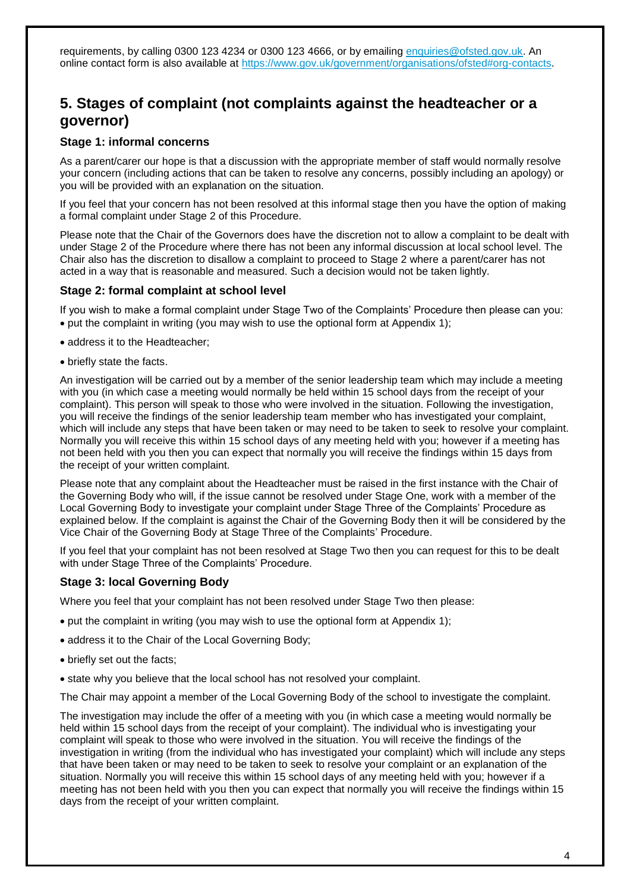requirements, by calling 0300 123 4234 or 0300 123 4666, or by emailing [enquiries@ofsted.gov.uk](mailto:enquiries@ofsted.gov.uk). An online contact form is also available at [https://www.gov.uk/government/organisations/ofsted#org-contacts](https://www.gov.uk/government/organisations/ofsted#org-contacts).

## 5. Stages of complaint (not complaints against the headteacher or a governor)

### Stage 1: informal concerns

As a parent/carer our hope is that a discussion with the appropriate member of staff would normally resolve your concern (including actions that can be taken to resolve any concerns, possibly including an apology) or you will be provided with an explanation on the situation.

If you feel that your concern has not been resolved at this informal stage then you have the option of making a formal complaint under Stage 2 of this Procedure.

Please note that the Chair of the Governors does have the discretion not to allow a complaint to be dealt with under Stage 2 of the Procedure where there has not been any informal discussion at local school level. The Chair also has the discretion to disallow a complaint to proceed to Stage 2 where a parent/carer has not acted in a way that is reasonable and measured. Such a decision would not be taken lightly.

### Stage 2: formal complaint at school level

If you wish to make a formal complaint under Stage Two of the Complaints' Procedure then please can you:

- put the complaint in writing (you may wish to use the optional form at Appendix 1);
- address it to the Headteacher;
- briefly state the facts.

An investigation will be carried out by a member of the senior leadership team which may include a meeting with you (in which case a meeting would normally be held within 15 school days from the receipt of your complaint). This person will speak to those who were involved in the situation. Following the investigation, you will receive the findings of the senior leadership team member who has investigated your complaint, which will include any steps that have been taken or may need to be taken to seek to resolve your complaint. Normally you will receive this within 15 school days of any meeting held with you; however if a meeting has not been held with you then you can expect that normally you will receive the findings within 15 days from the receipt of your written complaint.

Please note that any complaint about the Headteacher must be raised in the first instance with the Chair of the Governing Body who will, if the issue cannot be resolved under Stage One, work with a member of the Local Governing Body to investigate your complaint under Stage Three of the Complaints' Procedure as explained below. If the complaint is against the Chair of the Governing Body then it will be considered by the Vice Chair of the Governing Body at Stage Three of the Complaints' Procedure.

If you feel that your complaint has not been resolved at Stage Two then you can request for this to be dealt with under Stage Three of the Complaints' Procedure.

### Stage 3: local Governing Body

Where you feel that your complaint has not been resolved under Stage Two then please:

- put the complaint in writing (you may wish to use the optional form at Appendix 1);
- address it to the Chair of the Local Governing Body;
- briefly set out the facts;
- state why you believe that the local school has not resolved your complaint.

The Chair may appoint a member of the Local Governing Body of the school to investigate the complaint.

The investigation may include the offer of a meeting with you (in which case a meeting would normally be held within 15 school days from the receipt of your complaint). The individual who is investigating your complaint will speak to those who were involved in the situation. You will receive the findings of the investigation in writing (from the individual who has investigated your complaint) which will include any steps that have been taken or may need to be taken to seek to resolve your complaint or an explanation of the situation. Normally you will receive this within 15 school days of any meeting held with you; however if a meeting has not been held with you then you can expect that normally you will receive the findings within 15 days from the receipt of your written complaint.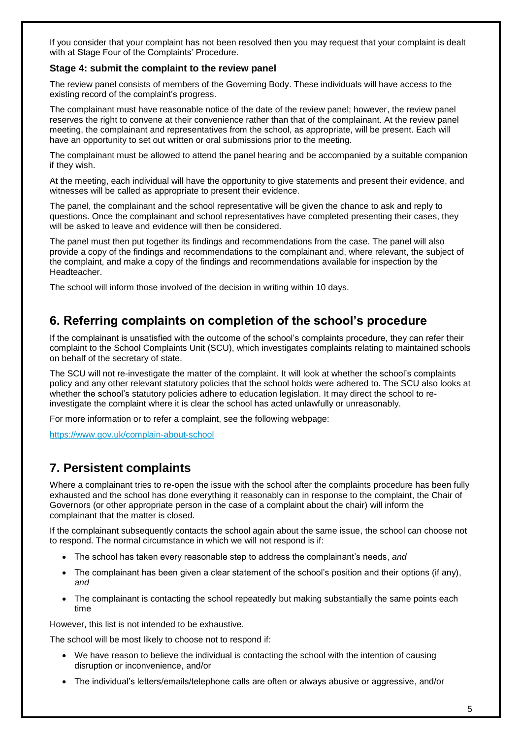If you consider that your complaint has not been resolved then you may request that your complaint is dealt with at Stage Four of the Complaints' Procedure.

### Stage 4: submit the complaint to the review panel

The review panel consists of members of the Governing Body. These individuals will have access to the existing record of the complaint's progress.

The complainant must have reasonable notice of the date of the review panel; however, the review panel reserves the right to convene at their convenience rather than that of the complainant. At the review panel meeting, the complainant and representatives from the school, as appropriate, will be present. Each will have an opportunity to set out written or oral submissions prior to the meeting.

The complainant must be allowed to attend the panel hearing and be accompanied by a suitable companion if they wish.

At the meeting, each individual will have the opportunity to give statements and present their evidence, and witnesses will be called as appropriate to present their evidence.

The panel, the complainant and the school representative will be given the chance to ask and reply to questions. Once the complainant and school representatives have completed presenting their cases, they will be asked to leave and evidence will then be considered.

The panel must then put together its findings and recommendations from the case. The panel will also provide a copy of the findings and recommendations to the complainant and, where relevant, the subject of the complaint, and make a copy of the findings and recommendations available for inspection by the Headteacher.

The school will inform those involved of the decision in writing within 10 days.

## 6. Referring complaints on completion of the school's procedure

If the complainant is unsatisfied with the outcome of the school's complaints procedure, they can refer their complaint to the School Complaints Unit (SCU), which investigates complaints relating to maintained schools on behalf of the secretary of state.

The SCU will not re-investigate the matter of the complaint. It will look at whether the school's complaints policy and any other relevant statutory policies that the school holds were adhered to. The SCU also looks at whether the school's statutory policies adhere to education legislation. It may direct the school to re-investigate the complaint where it is clear the school has acted unlawfully or unreasonably.

For more information or to refer a complaint, see the following webpage:

https://www.gov.uk/complain-about-school

## 7. Persistent complaints

Where a complainant tries to re-open the issue with the school after the complaints procedure has been fully exhausted and the school has done everything it reasonably can in response to the complaint, the Chair of Governors (or other appropriate person in the case of a complaint about the chair) will inform the complainant that the matter is closed.

If the complainant subsequently contacts the school again about the same issue, the school can choose not to respond. The normal circumstance in which we will not respond is if:

- The school has taken every reasonable step to address the complainant's needs, *and*
- The complainant has been given a clear statement of the school's position and their options (if any), *and*
- The complainant is contacting the school repeatedly but making substantially the same points each time

However, this list is not intended to be exhaustive.

The school will be most likely to choose not to respond if:

- We have reason to believe the individual is contacting the school with the intention of causing disruption or inconvenience, and/or
- The individual's letters/emails/telephone calls are often or always abusive or aggressive, and/or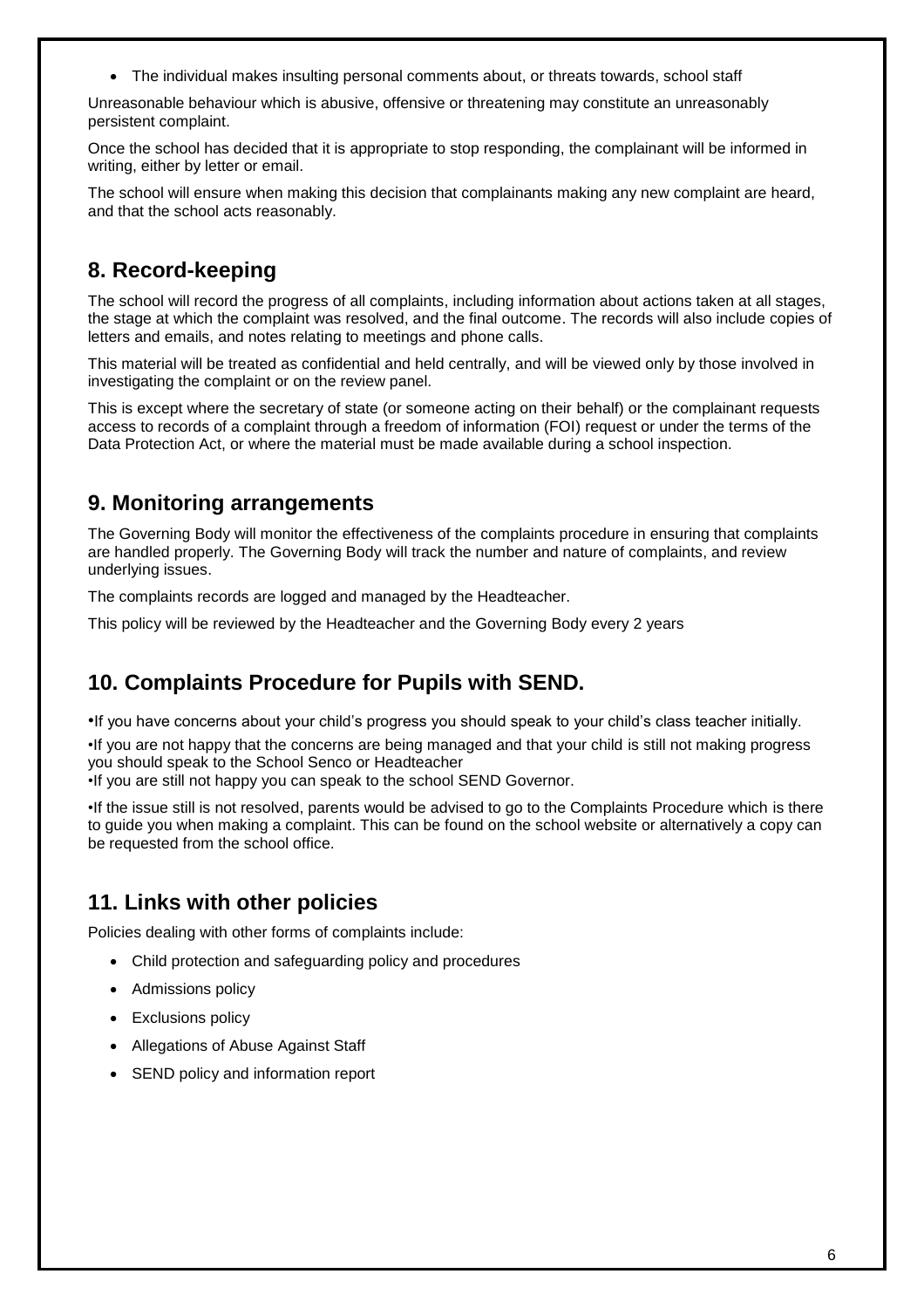- The individual makes insulting personal comments about, or threats towards, school staff

Unreasonable behaviour which is abusive, offensive or threatening may constitute an unreasonably persistent complaint.

Once the school has decided that it is appropriate to stop responding, the complainant will be informed in writing, either by letter or email.

The school will ensure when making this decision that complainants making any new complaint are heard, and that the school acts reasonably.

## 8. Record-keeping

The school will record the progress of all complaints, including information about actions taken at all stages, the stage at which the complaint was resolved, and the final outcome. The records will also include copies of letters and emails, and notes relating to meetings and phone calls.

This material will be treated as confidential and held centrally, and will be viewed only by those involved in investigating the complaint or on the review panel.

This is except where the secretary of state (or someone acting on their behalf) or the complainant requests access to records of a complaint through a freedom of information (FOI) request or under the terms of the Data Protection Act, or where the material must be made available during a school inspection.

## 9. Monitoring arrangements

The Governing Body will monitor the effectiveness of the complaints procedure in ensuring that complaints are handled properly. The Governing Body will track the number and nature of complaints, and review underlying issues.

The complaints records are logged and managed by the Headteacher.

This policy will be reviewed by the Headteacher and the Governing Body every 2 years

## 10. Complaints Procedure for Pupils with SEND.

- If you have concerns about your child's progress you should speak to your child's class teacher initially.
- If you are not happy that the concerns are being managed and that your child is still not making progress you should speak to the School Senco or Headteacher
- If you are still not happy you can speak to the school SEND Governor.
- If the issue still is not resolved, parents would be advised to go to the Complaints Procedure which is there to guide you when making a complaint. This can be found on the school website or alternatively a copy can be requested from the school office.

## 11. Links with other policies

Policies dealing with other forms of complaints include:

- Child protection and safeguarding policy and procedures
- Admissions policy
- Exclusions policy
- Allegations of Abuse Against Staff
- SEND policy and information report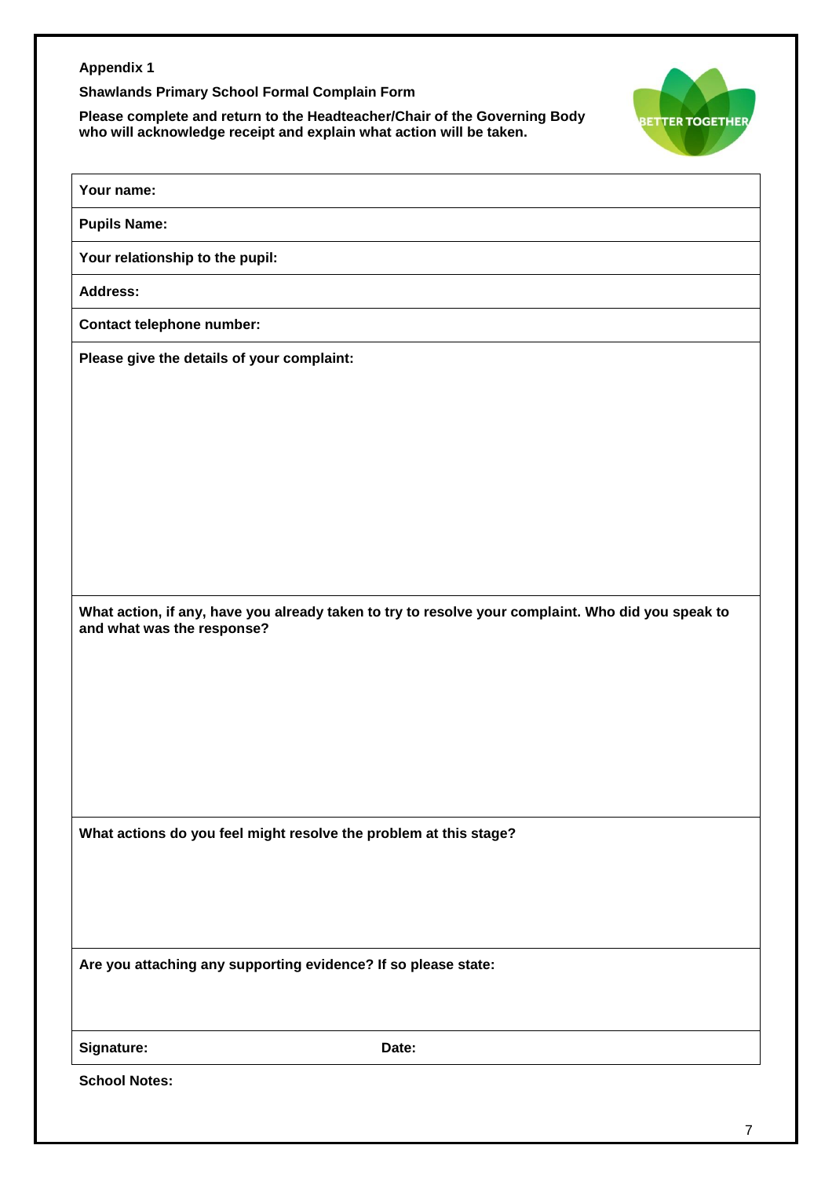**Appendix 1**

**Shawlands Primary School Formal Complain Form**

**Please complete and return to the Headteacher/Chair of the Governing Body who will acknowledge receipt and explain what action will be taken.**

| | |
|---|---|
| **Your name:** | |
| **Pupils Name:** | |
| **Your relationship to the pupil:** | |
| **Address:** | |
| **Contact telephone number:** | |
| **Please give the details of your complaint:** | |
| **What action, if any, have you already taken to try to resolve your complaint. Who did you speak to and what was the response?** | |
| **What actions do you feel might resolve the problem at this stage?** | |
| **Are you attaching any supporting evidence? If so please state:** | |
| **Signature:** | **Date:** |

**School Notes:**